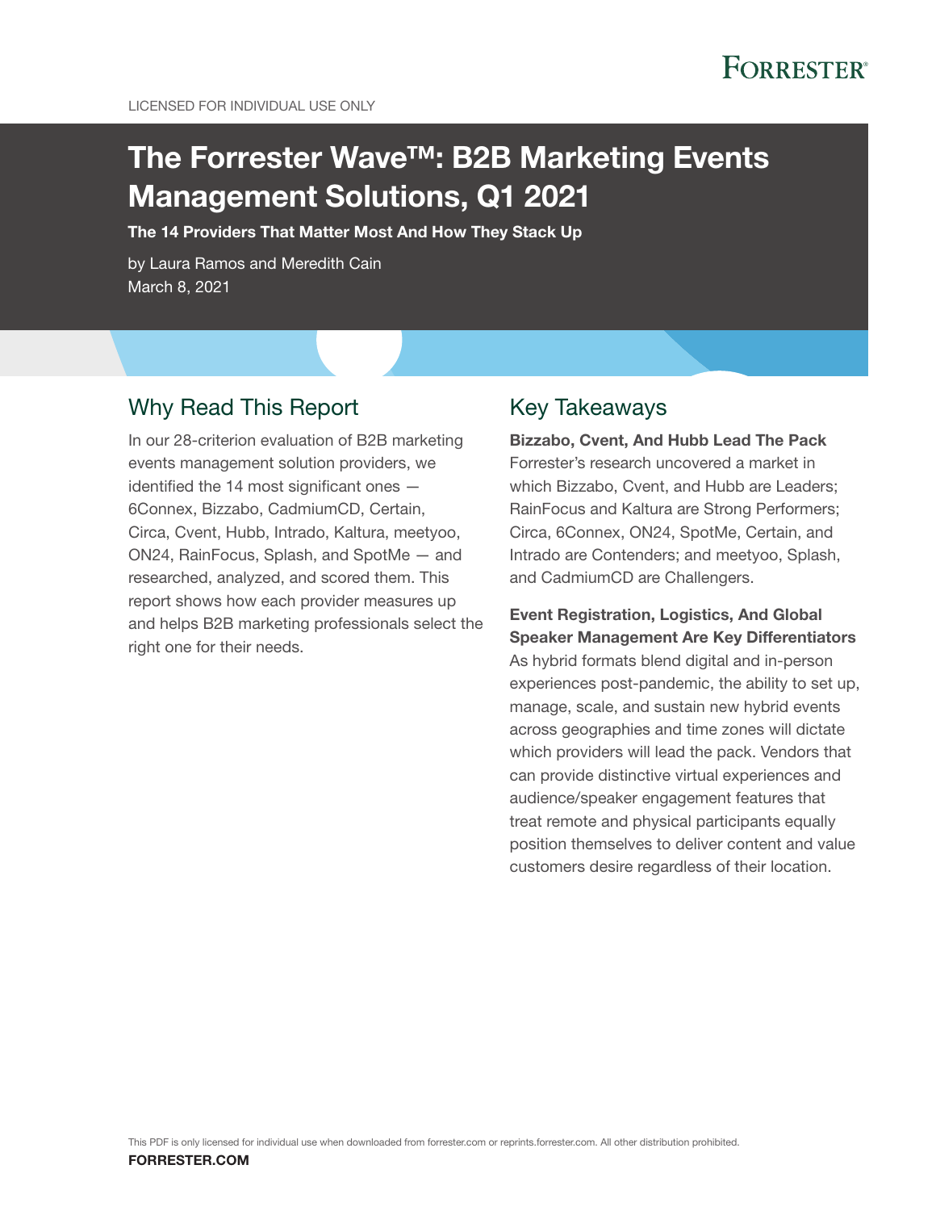LICENSED FOR INDIVIDUAL USE ONLY

# The Forrester Wave™: B2B Marketing Events Management Solutions, Q1 2021

**The 14 Providers That Matter Most And How They Stack Up**

by Laura Ramos and Meredith Cain
March 8, 2021

## Why Read This Report

In our 28-criterion evaluation of B2B marketing events management solution providers, we identified the 14 most significant ones — 6Connex, Bizzabo, CadmiumCD, Certain, Circa, Cvent, Hubb, Intrado, Kaltura, meetyoo, ON24, RainFocus, Splash, and SpotMe — and researched, analyzed, and scored them. This report shows how each provider measures up and helps B2B marketing professionals select the right one for their needs.

## Key Takeaways

**Bizzabo, Cvent, And Hubb Lead The Pack**

Forrester's research uncovered a market in which Bizzabo, Cvent, and Hubb are Leaders; RainFocus and Kaltura are Strong Performers; Circa, 6Connex, ON24, SpotMe, Certain, and Intrado are Contenders; and meetyoo, Splash, and CadmiumCD are Challengers.

**Event Registration, Logistics, And Global Speaker Management Are Key Differentiators**

As hybrid formats blend digital and in-person experiences post-pandemic, the ability to set up, manage, scale, and sustain new hybrid events across geographies and time zones will dictate which providers will lead the pack. Vendors that can provide distinctive virtual experiences and audience/speaker engagement features that treat remote and physical participants equally position themselves to deliver content and value customers desire regardless of their location.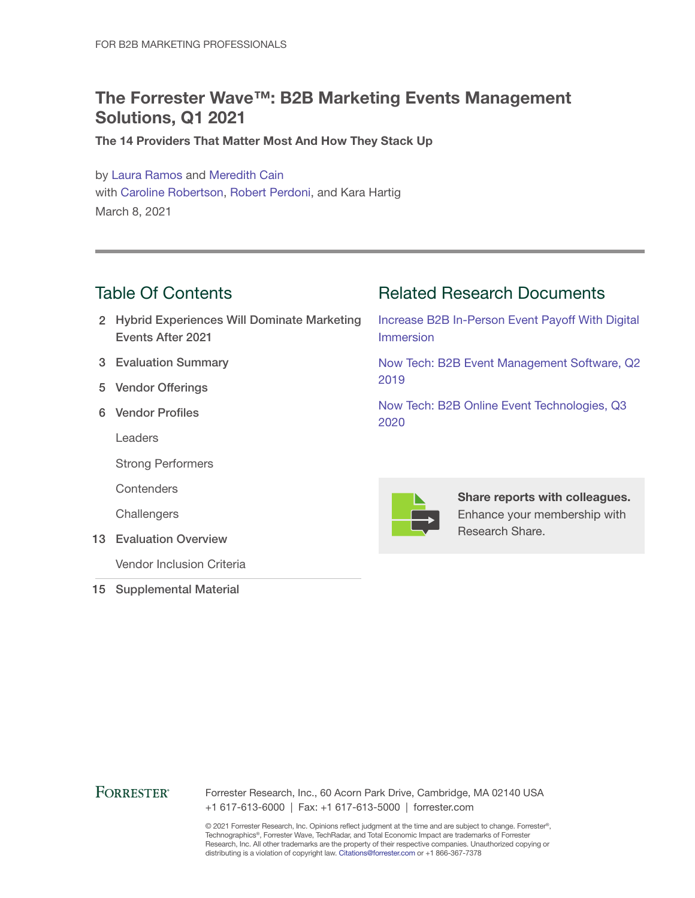FOR B2B MARKETING PROFESSIONALS

# The Forrester Wave™: B2B Marketing Events Management Solutions, Q1 2021

**The 14 Providers That Matter Most And How They Stack Up**

by Laura Ramos and Meredith Cain
with Caroline Robertson, Robert Perdoni, and Kara Hartig
March 8, 2021

## Table Of Contents

2 Hybrid Experiences Will Dominate Marketing Events After 2021

3 Evaluation Summary

5 Vendor Offerings

6 Vendor Profiles

- Leaders
- Strong Performers
- Contenders
- Challengers

13 Evaluation Overview

- Vendor Inclusion Criteria

15 Supplemental Material

## Related Research Documents

Increase B2B In-Person Event Payoff With Digital Immersion

Now Tech: B2B Event Management Software, Q2 2019

Now Tech: B2B Online Event Technologies, Q3 2020

**Share reports with colleagues.** Enhance your membership with Research Share.

FORRESTER®

Forrester Research, Inc., 60 Acorn Park Drive, Cambridge, MA 02140 USA
+1 617-613-6000 | Fax: +1 617-613-5000 | forrester.com

© 2021 Forrester Research, Inc. Opinions reflect judgment at the time and are subject to change. Forrester®, Technographics®, Forrester Wave, TechRadar, and Total Economic Impact are trademarks of Forrester Research, Inc. All other trademarks are the property of their respective companies. Unauthorized copying or distributing is a violation of copyright law. Citations@forrester.com or +1 866-367-7378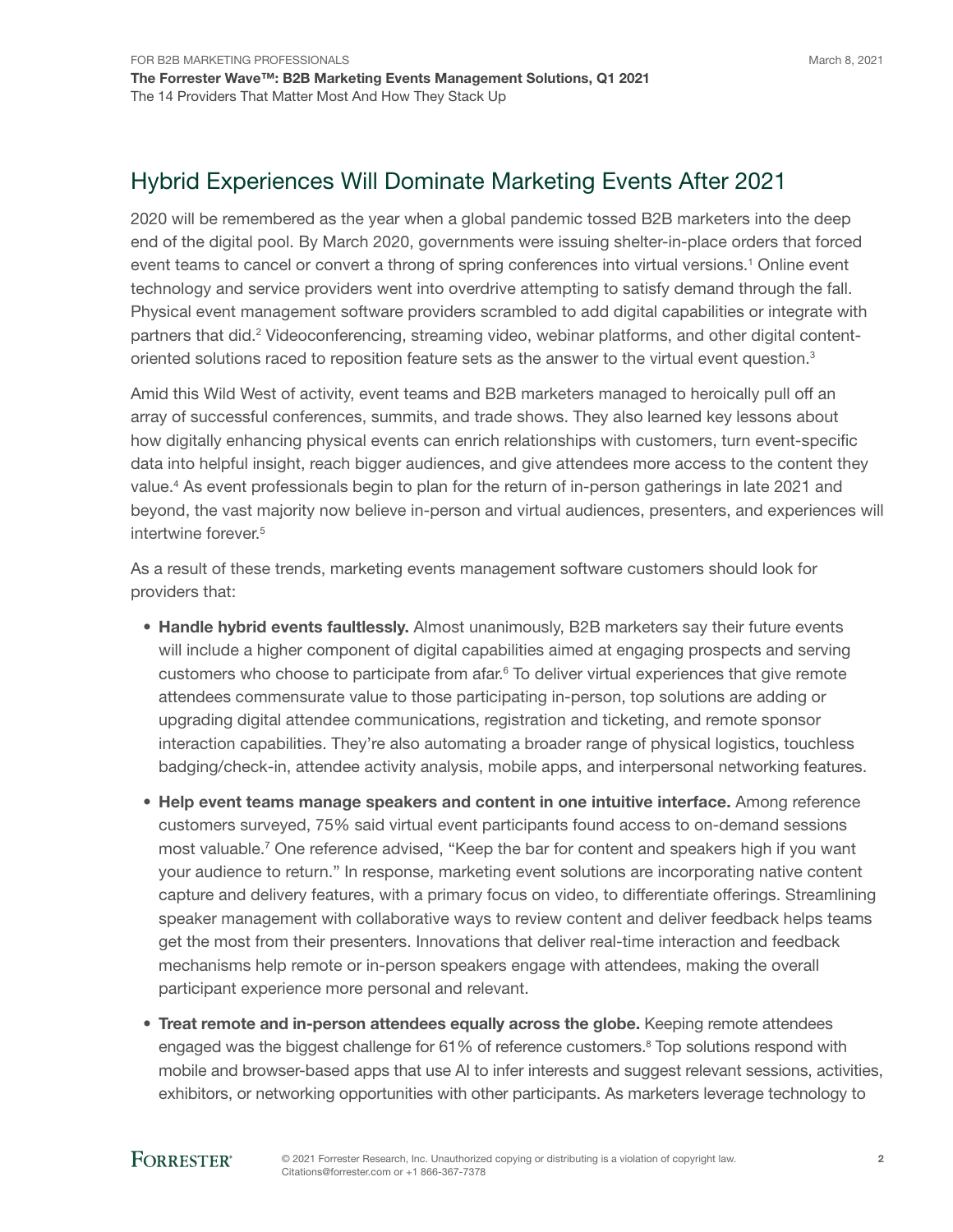## Hybrid Experiences Will Dominate Marketing Events After 2021

2020 will be remembered as the year when a global pandemic tossed B2B marketers into the deep end of the digital pool. By March 2020, governments were issuing shelter-in-place orders that forced event teams to cancel or convert a throng of spring conferences into virtual versions.[1] Online event technology and service providers went into overdrive attempting to satisfy demand through the fall. Physical event management software providers scrambled to add digital capabilities or integrate with partners that did.[2] Videoconferencing, streaming video, webinar platforms, and other digital content-oriented solutions raced to reposition feature sets as the answer to the virtual event question.[3]

Amid this Wild West of activity, event teams and B2B marketers managed to heroically pull off an array of successful conferences, summits, and trade shows. They also learned key lessons about how digitally enhancing physical events can enrich relationships with customers, turn event-specific data into helpful insight, reach bigger audiences, and give attendees more access to the content they value.[4] As event professionals begin to plan for the return of in-person gatherings in late 2021 and beyond, the vast majority now believe in-person and virtual audiences, presenters, and experiences will intertwine forever.[5]

As a result of these trends, marketing events management software customers should look for providers that:

- **Handle hybrid events faultlessly.** Almost unanimously, B2B marketers say their future events will include a higher component of digital capabilities aimed at engaging prospects and serving customers who choose to participate from afar.[6] To deliver virtual experiences that give remote attendees commensurate value to those participating in-person, top solutions are adding or upgrading digital attendee communications, registration and ticketing, and remote sponsor interaction capabilities. They're also automating a broader range of physical logistics, touchless badging/check-in, attendee activity analysis, mobile apps, and interpersonal networking features.
- **Help event teams manage speakers and content in one intuitive interface.** Among reference customers surveyed, 75% said virtual event participants found access to on-demand sessions most valuable.[7] One reference advised, "Keep the bar for content and speakers high if you want your audience to return." In response, marketing event solutions are incorporating native content capture and delivery features, with a primary focus on video, to differentiate offerings. Streamlining speaker management with collaborative ways to review content and deliver feedback helps teams get the most from their presenters. Innovations that deliver real-time interaction and feedback mechanisms help remote or in-person speakers engage with attendees, making the overall participant experience more personal and relevant.
- **Treat remote and in-person attendees equally across the globe.** Keeping remote attendees engaged was the biggest challenge for 61% of reference customers.[8] Top solutions respond with mobile and browser-based apps that use AI to infer interests and suggest relevant sessions, activities, exhibitors, or networking opportunities with other participants. As marketers leverage technology to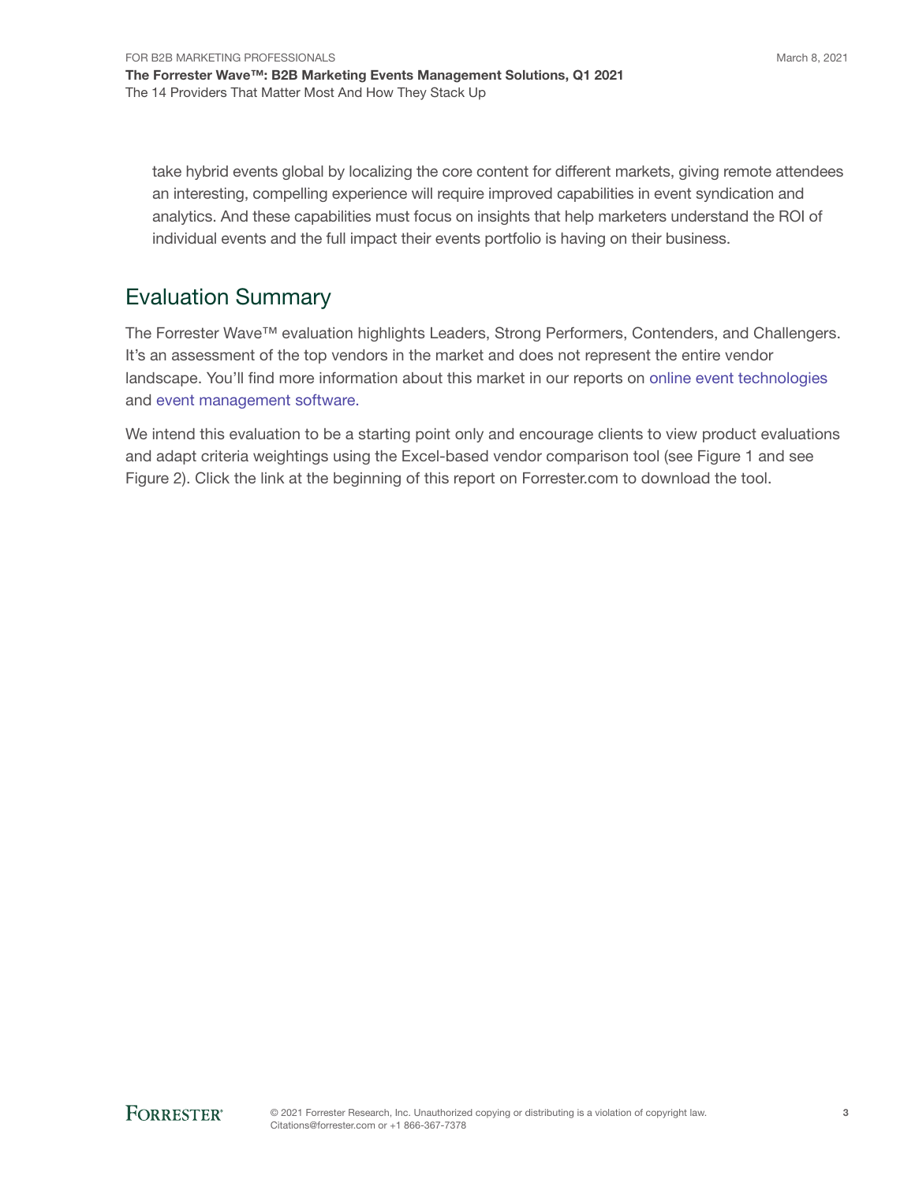take hybrid events global by localizing the core content for different markets, giving remote attendees an interesting, compelling experience will require improved capabilities in event syndication and analytics. And these capabilities must focus on insights that help marketers understand the ROI of individual events and the full impact their events portfolio is having on their business.

## Evaluation Summary

The Forrester Wave™ evaluation highlights Leaders, Strong Performers, Contenders, and Challengers. It's an assessment of the top vendors in the market and does not represent the entire vendor landscape. You'll find more information about this market in our reports on online event technologies and event management software.

We intend this evaluation to be a starting point only and encourage clients to view product evaluations and adapt criteria weightings using the Excel-based vendor comparison tool (see Figure 1 and see Figure 2). Click the link at the beginning of this report on Forrester.com to download the tool.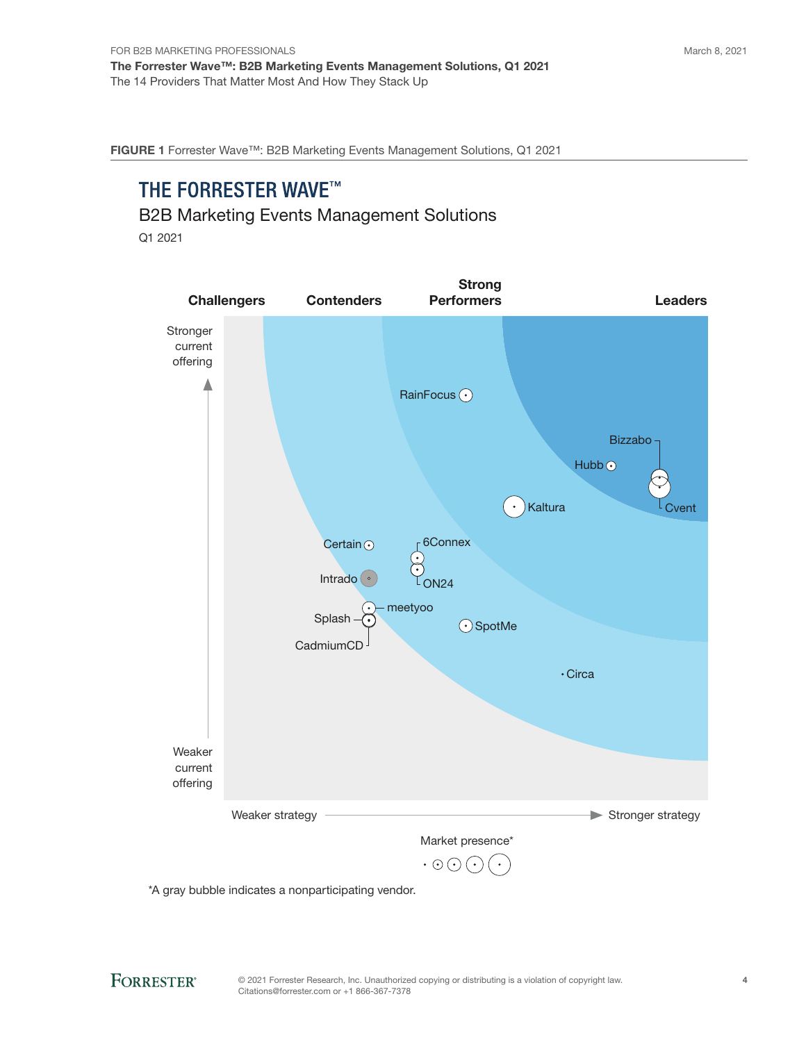**FIGURE 1** Forrester Wave™: B2B Marketing Events Management Solutions, Q1 2021

# THE FORRESTER WAVE™

B2B Marketing Events Management Solutions

Q1 2021

Challengers | Contenders | Strong Performers | Leaders

Stronger current offering

Weaker current offering

Weaker strategy → Stronger strategy

RainFocus, Bizzabo, Hubb, Cvent, Kaltura, Certain, 6Connex, ON24, Intrado, meetyoo, Splash, CadmiumCD, SpotMe, Circa

Market presence*

*A gray bubble indicates a nonparticipating vendor.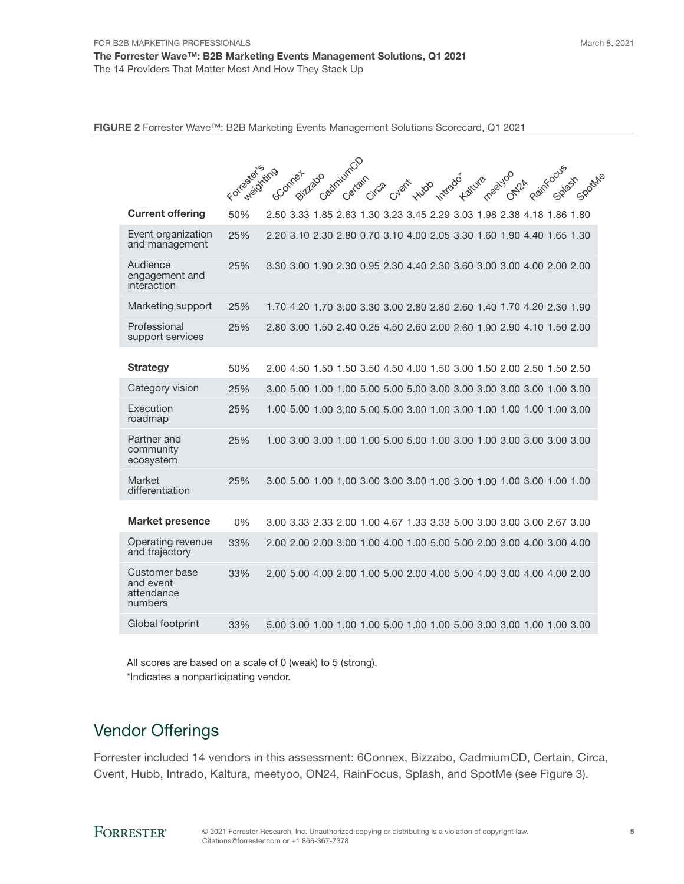**FIGURE 2** Forrester Wave™: B2B Marketing Events Management Solutions Scorecard, Q1 2021

| | Forrester's weighting | 6Connex | Bizzabo | CadmiumCD | Certain | Circa | Cvent | Hubb | Intrado* | Kaltura | meetyoo | ON24 | RainFocus | Splash | SpotMe |
|---|---|---|---|---|---|---|---|---|---|---|---|---|---|---|---|
| **Current offering** | 50% | 2.50 | 3.33 | 1.85 | 2.63 | 1.30 | 3.23 | 3.45 | 2.29 | 3.03 | 1.98 | 2.38 | 4.18 | 1.86 | 1.80 |
| Event organization and management | 25% | 2.20 | 3.10 | 2.30 | 2.80 | 0.70 | 3.10 | 4.00 | 2.05 | 3.30 | 1.60 | 1.90 | 4.40 | 1.65 | 1.30 |
| Audience engagement and interaction | 25% | 3.30 | 3.00 | 1.90 | 2.30 | 0.95 | 2.30 | 4.40 | 2.30 | 3.60 | 3.00 | 3.00 | 4.00 | 2.00 | 2.00 |
| Marketing support | 25% | 1.70 | 4.20 | 1.70 | 3.00 | 3.30 | 3.00 | 2.80 | 2.80 | 2.60 | 1.40 | 1.70 | 4.20 | 2.30 | 1.90 |
| Professional support services | 25% | 2.80 | 3.00 | 1.50 | 2.40 | 0.25 | 4.50 | 2.60 | 2.00 | 2.60 | 1.90 | 2.90 | 4.10 | 1.50 | 2.00 |
| **Strategy** | 50% | 2.00 | 4.50 | 1.50 | 1.50 | 3.50 | 4.50 | 4.00 | 1.50 | 3.00 | 1.50 | 2.00 | 2.50 | 1.50 | 2.50 |
| Category vision | 25% | 3.00 | 5.00 | 1.00 | 1.00 | 5.00 | 5.00 | 5.00 | 3.00 | 3.00 | 3.00 | 3.00 | 3.00 | 1.00 | 3.00 |
| Execution roadmap | 25% | 1.00 | 5.00 | 1.00 | 3.00 | 5.00 | 5.00 | 3.00 | 1.00 | 3.00 | 1.00 | 1.00 | 1.00 | 1.00 | 3.00 |
| Partner and community ecosystem | 25% | 1.00 | 3.00 | 3.00 | 1.00 | 1.00 | 5.00 | 5.00 | 1.00 | 3.00 | 1.00 | 3.00 | 3.00 | 3.00 | 3.00 |
| Market differentiation | 25% | 3.00 | 5.00 | 1.00 | 1.00 | 3.00 | 3.00 | 3.00 | 1.00 | 3.00 | 1.00 | 1.00 | 3.00 | 1.00 | 1.00 |
| **Market presence** | 0% | 3.00 | 3.33 | 2.33 | 2.00 | 1.00 | 4.67 | 1.33 | 3.33 | 5.00 | 3.00 | 3.00 | 3.00 | 2.67 | 3.00 |
| Operating revenue and trajectory | 33% | 2.00 | 2.00 | 2.00 | 3.00 | 1.00 | 4.00 | 1.00 | 5.00 | 5.00 | 2.00 | 3.00 | 4.00 | 3.00 | 4.00 |
| Customer base and event attendance numbers | 33% | 2.00 | 5.00 | 4.00 | 2.00 | 1.00 | 5.00 | 2.00 | 4.00 | 5.00 | 4.00 | 3.00 | 4.00 | 4.00 | 2.00 |
| Global footprint | 33% | 5.00 | 3.00 | 1.00 | 1.00 | 1.00 | 5.00 | 1.00 | 1.00 | 5.00 | 3.00 | 3.00 | 1.00 | 1.00 | 3.00 |

All scores are based on a scale of 0 (weak) to 5 (strong).

*Indicates a nonparticipating vendor.

## Vendor Offerings

Forrester included 14 vendors in this assessment: 6Connex, Bizzabo, CadmiumCD, Certain, Circa, Cvent, Hubb, Intrado, Kaltura, meetyoo, ON24, RainFocus, Splash, and SpotMe (see Figure 3).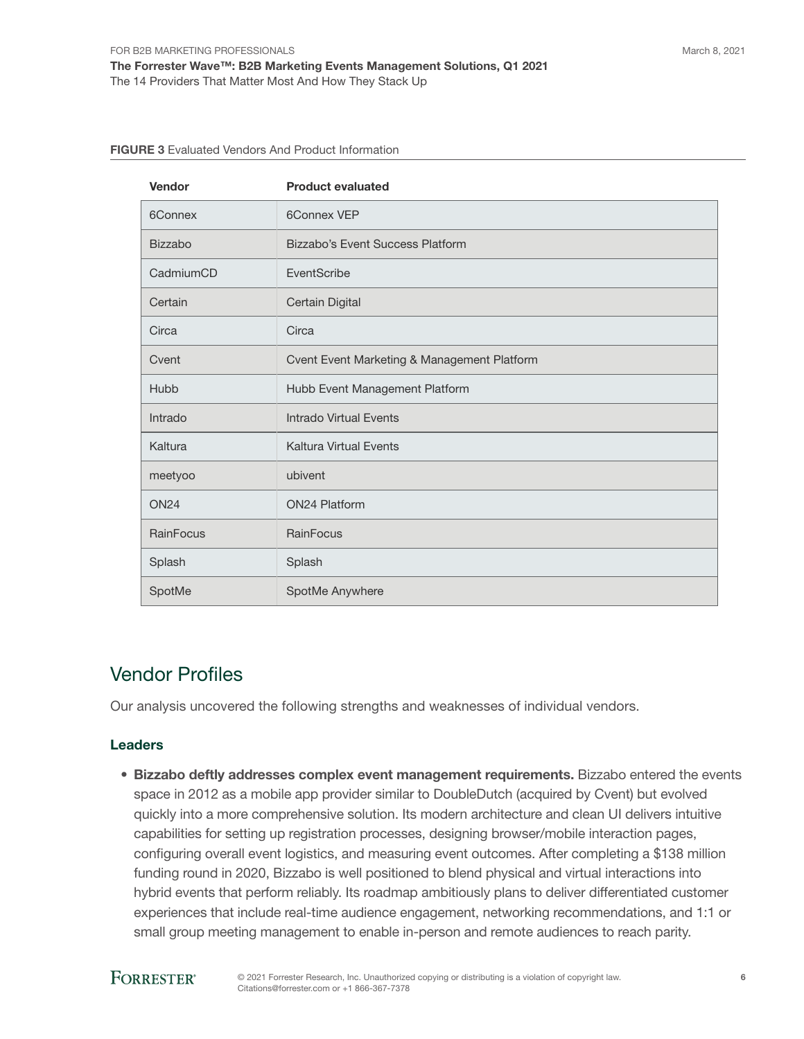**FIGURE 3** Evaluated Vendors And Product Information

| Vendor | Product evaluated |
| --- | --- |
| 6Connex | 6Connex VEP |
| Bizzabo | Bizzabo's Event Success Platform |
| CadmiumCD | EventScribe |
| Certain | Certain Digital |
| Circa | Circa |
| Cvent | Cvent Event Marketing & Management Platform |
| Hubb | Hubb Event Management Platform |
| Intrado | Intrado Virtual Events |
| Kaltura | Kaltura Virtual Events |
| meetyoo | ubivent |
| ON24 | ON24 Platform |
| RainFocus | RainFocus |
| Splash | Splash |
| SpotMe | SpotMe Anywhere |

## Vendor Profiles

Our analysis uncovered the following strengths and weaknesses of individual vendors.

### Leaders

- **Bizzabo deftly addresses complex event management requirements.** Bizzabo entered the events space in 2012 as a mobile app provider similar to DoubleDutch (acquired by Cvent) but evolved quickly into a more comprehensive solution. Its modern architecture and clean UI delivers intuitive capabilities for setting up registration processes, designing browser/mobile interaction pages, configuring overall event logistics, and measuring event outcomes. After completing a $138 million funding round in 2020, Bizzabo is well positioned to blend physical and virtual interactions into hybrid events that perform reliably. Its roadmap ambitiously plans to deliver differentiated customer experiences that include real-time audience engagement, networking recommendations, and 1:1 or small group meeting management to enable in-person and remote audiences to reach parity.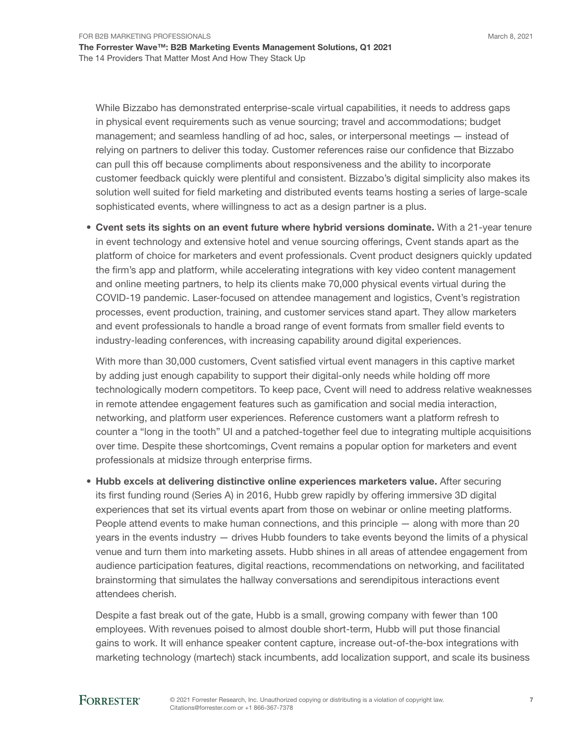While Bizzabo has demonstrated enterprise-scale virtual capabilities, it needs to address gaps in physical event requirements such as venue sourcing; travel and accommodations; budget management; and seamless handling of ad hoc, sales, or interpersonal meetings — instead of relying on partners to deliver this today. Customer references raise our confidence that Bizzabo can pull this off because compliments about responsiveness and the ability to incorporate customer feedback quickly were plentiful and consistent. Bizzabo's digital simplicity also makes its solution well suited for field marketing and distributed events teams hosting a series of large-scale sophisticated events, where willingness to act as a design partner is a plus.

- **Cvent sets its sights on an event future where hybrid versions dominate.** With a 21-year tenure in event technology and extensive hotel and venue sourcing offerings, Cvent stands apart as the platform of choice for marketers and event professionals. Cvent product designers quickly updated the firm's app and platform, while accelerating integrations with key video content management and online meeting partners, to help its clients make 70,000 physical events virtual during the COVID-19 pandemic. Laser-focused on attendee management and logistics, Cvent's registration processes, event production, training, and customer services stand apart. They allow marketers and event professionals to handle a broad range of event formats from smaller field events to industry-leading conferences, with increasing capability around digital experiences.

  With more than 30,000 customers, Cvent satisfied virtual event managers in this captive market by adding just enough capability to support their digital-only needs while holding off more technologically modern competitors. To keep pace, Cvent will need to address relative weaknesses in remote attendee engagement features such as gamification and social media interaction, networking, and platform user experiences. Reference customers want a platform refresh to counter a "long in the tooth" UI and a patched-together feel due to integrating multiple acquisitions over time. Despite these shortcomings, Cvent remains a popular option for marketers and event professionals at midsize through enterprise firms.

- **Hubb excels at delivering distinctive online experiences marketers value.** After securing its first funding round (Series A) in 2016, Hubb grew rapidly by offering immersive 3D digital experiences that set its virtual events apart from those on webinar or online meeting platforms. People attend events to make human connections, and this principle — along with more than 20 years in the events industry — drives Hubb founders to take events beyond the limits of a physical venue and turn them into marketing assets. Hubb shines in all areas of attendee engagement from audience participation features, digital reactions, recommendations on networking, and facilitated brainstorming that simulates the hallway conversations and serendipitous interactions event attendees cherish.

  Despite a fast break out of the gate, Hubb is a small, growing company with fewer than 100 employees. With revenues poised to almost double short-term, Hubb will put those financial gains to work. It will enhance speaker content capture, increase out-of-the-box integrations with marketing technology (martech) stack incumbents, add localization support, and scale its business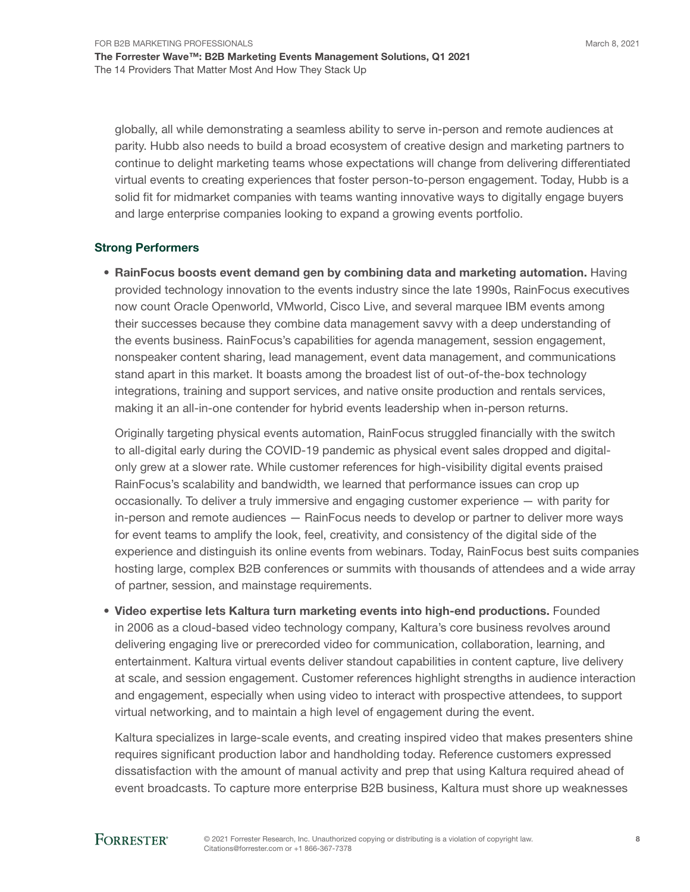globally, all while demonstrating a seamless ability to serve in-person and remote audiences at parity. Hubb also needs to build a broad ecosystem of creative design and marketing partners to continue to delight marketing teams whose expectations will change from delivering differentiated virtual events to creating experiences that foster person-to-person engagement. Today, Hubb is a solid fit for midmarket companies with teams wanting innovative ways to digitally engage buyers and large enterprise companies looking to expand a growing events portfolio.

### Strong Performers

- **RainFocus boosts event demand gen by combining data and marketing automation.** Having provided technology innovation to the events industry since the late 1990s, RainFocus executives now count Oracle Openworld, VMworld, Cisco Live, and several marquee IBM events among their successes because they combine data management savvy with a deep understanding of the events business. RainFocus's capabilities for agenda management, session engagement, nonspeaker content sharing, lead management, event data management, and communications stand apart in this market. It boasts among the broadest list of out-of-the-box technology integrations, training and support services, and native onsite production and rentals services, making it an all-in-one contender for hybrid events leadership when in-person returns.

  Originally targeting physical events automation, RainFocus struggled financially with the switch to all-digital early during the COVID-19 pandemic as physical event sales dropped and digital-only grew at a slower rate. While customer references for high-visibility digital events praised RainFocus's scalability and bandwidth, we learned that performance issues can crop up occasionally. To deliver a truly immersive and engaging customer experience — with parity for in-person and remote audiences — RainFocus needs to develop or partner to deliver more ways for event teams to amplify the look, feel, creativity, and consistency of the digital side of the experience and distinguish its online events from webinars. Today, RainFocus best suits companies hosting large, complex B2B conferences or summits with thousands of attendees and a wide array of partner, session, and mainstage requirements.

- **Video expertise lets Kaltura turn marketing events into high-end productions.** Founded in 2006 as a cloud-based video technology company, Kaltura's core business revolves around delivering engaging live or prerecorded video for communication, collaboration, learning, and entertainment. Kaltura virtual events deliver standout capabilities in content capture, live delivery at scale, and session engagement. Customer references highlight strengths in audience interaction and engagement, especially when using video to interact with prospective attendees, to support virtual networking, and to maintain a high level of engagement during the event.

  Kaltura specializes in large-scale events, and creating inspired video that makes presenters shine requires significant production labor and handholding today. Reference customers expressed dissatisfaction with the amount of manual activity and prep that using Kaltura required ahead of event broadcasts. To capture more enterprise B2B business, Kaltura must shore up weaknesses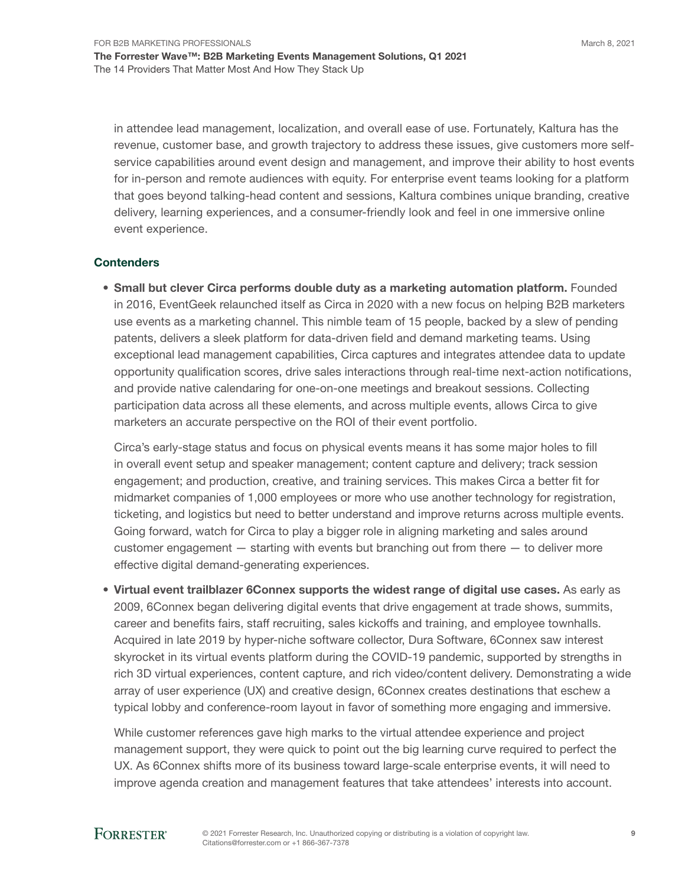in attendee lead management, localization, and overall ease of use. Fortunately, Kaltura has the revenue, customer base, and growth trajectory to address these issues, give customers more self-service capabilities around event design and management, and improve their ability to host events for in-person and remote audiences with equity. For enterprise event teams looking for a platform that goes beyond talking-head content and sessions, Kaltura combines unique branding, creative delivery, learning experiences, and a consumer-friendly look and feel in one immersive online event experience.

### Contenders

- **Small but clever Circa performs double duty as a marketing automation platform.** Founded in 2016, EventGeek relaunched itself as Circa in 2020 with a new focus on helping B2B marketers use events as a marketing channel. This nimble team of 15 people, backed by a slew of pending patents, delivers a sleek platform for data-driven field and demand marketing teams. Using exceptional lead management capabilities, Circa captures and integrates attendee data to update opportunity qualification scores, drive sales interactions through real-time next-action notifications, and provide native calendaring for one-on-one meetings and breakout sessions. Collecting participation data across all these elements, and across multiple events, allows Circa to give marketers an accurate perspective on the ROI of their event portfolio.

  Circa's early-stage status and focus on physical events means it has some major holes to fill in overall event setup and speaker management; content capture and delivery; track session engagement; and production, creative, and training services. This makes Circa a better fit for midmarket companies of 1,000 employees or more who use another technology for registration, ticketing, and logistics but need to better understand and improve returns across multiple events. Going forward, watch for Circa to play a bigger role in aligning marketing and sales around customer engagement — starting with events but branching out from there — to deliver more effective digital demand-generating experiences.

- **Virtual event trailblazer 6Connex supports the widest range of digital use cases.** As early as 2009, 6Connex began delivering digital events that drive engagement at trade shows, summits, career and benefits fairs, staff recruiting, sales kickoffs and training, and employee townhalls. Acquired in late 2019 by hyper-niche software collector, Dura Software, 6Connex saw interest skyrocket in its virtual events platform during the COVID-19 pandemic, supported by strengths in rich 3D virtual experiences, content capture, and rich video/content delivery. Demonstrating a wide array of user experience (UX) and creative design, 6Connex creates destinations that eschew a typical lobby and conference-room layout in favor of something more engaging and immersive.

  While customer references gave high marks to the virtual attendee experience and project management support, they were quick to point out the big learning curve required to perfect the UX. As 6Connex shifts more of its business toward large-scale enterprise events, it will need to improve agenda creation and management features that take attendees' interests into account.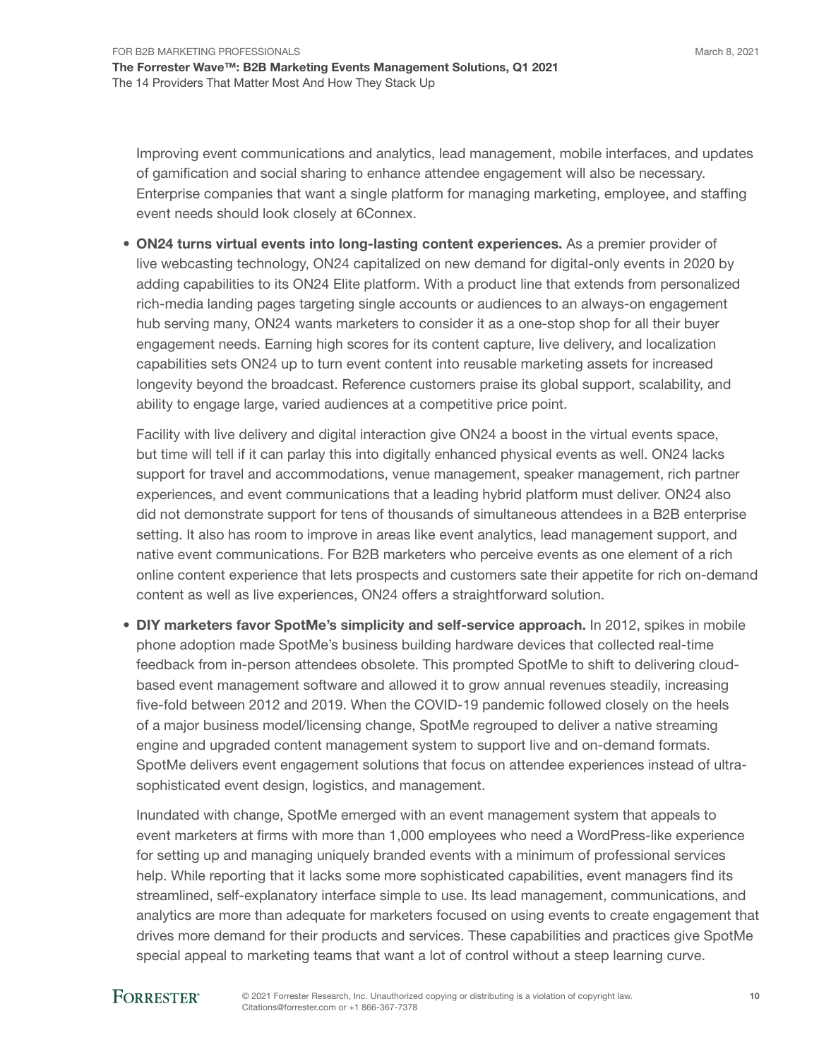Improving event communications and analytics, lead management, mobile interfaces, and updates of gamification and social sharing to enhance attendee engagement will also be necessary. Enterprise companies that want a single platform for managing marketing, employee, and staffing event needs should look closely at 6Connex.

- **ON24 turns virtual events into long-lasting content experiences.** As a premier provider of live webcasting technology, ON24 capitalized on new demand for digital-only events in 2020 by adding capabilities to its ON24 Elite platform. With a product line that extends from personalized rich-media landing pages targeting single accounts or audiences to an always-on engagement hub serving many, ON24 wants marketers to consider it as a one-stop shop for all their buyer engagement needs. Earning high scores for its content capture, live delivery, and localization capabilities sets ON24 up to turn event content into reusable marketing assets for increased longevity beyond the broadcast. Reference customers praise its global support, scalability, and ability to engage large, varied audiences at a competitive price point.

  Facility with live delivery and digital interaction give ON24 a boost in the virtual events space, but time will tell if it can parlay this into digitally enhanced physical events as well. ON24 lacks support for travel and accommodations, venue management, speaker management, rich partner experiences, and event communications that a leading hybrid platform must deliver. ON24 also did not demonstrate support for tens of thousands of simultaneous attendees in a B2B enterprise setting. It also has room to improve in areas like event analytics, lead management support, and native event communications. For B2B marketers who perceive events as one element of a rich online content experience that lets prospects and customers sate their appetite for rich on-demand content as well as live experiences, ON24 offers a straightforward solution.

- **DIY marketers favor SpotMe's simplicity and self-service approach.** In 2012, spikes in mobile phone adoption made SpotMe's business building hardware devices that collected real-time feedback from in-person attendees obsolete. This prompted SpotMe to shift to delivering cloud-based event management software and allowed it to grow annual revenues steadily, increasing five-fold between 2012 and 2019. When the COVID-19 pandemic followed closely on the heels of a major business model/licensing change, SpotMe regrouped to deliver a native streaming engine and upgraded content management system to support live and on-demand formats. SpotMe delivers event engagement solutions that focus on attendee experiences instead of ultra-sophisticated event design, logistics, and management.

  Inundated with change, SpotMe emerged with an event management system that appeals to event marketers at firms with more than 1,000 employees who need a WordPress-like experience for setting up and managing uniquely branded events with a minimum of professional services help. While reporting that it lacks some more sophisticated capabilities, event managers find its streamlined, self-explanatory interface simple to use. Its lead management, communications, and analytics are more than adequate for marketers focused on using events to create engagement that drives more demand for their products and services. These capabilities and practices give SpotMe special appeal to marketing teams that want a lot of control without a steep learning curve.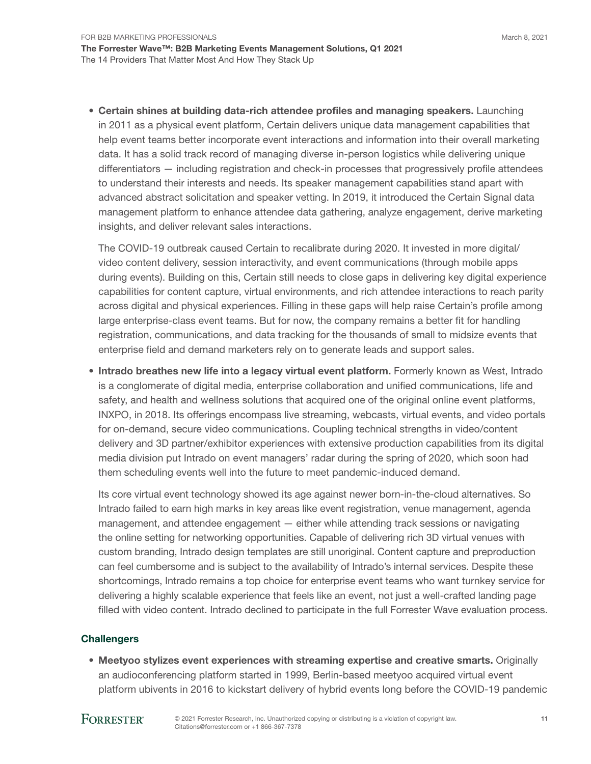- **Certain shines at building data-rich attendee profiles and managing speakers.** Launching in 2011 as a physical event platform, Certain delivers unique data management capabilities that help event teams better incorporate event interactions and information into their overall marketing data. It has a solid track record of managing diverse in-person logistics while delivering unique differentiators — including registration and check-in processes that progressively profile attendees to understand their interests and needs. Its speaker management capabilities stand apart with advanced abstract solicitation and speaker vetting. In 2019, it introduced the Certain Signal data management platform to enhance attendee data gathering, analyze engagement, derive marketing insights, and deliver relevant sales interactions.

  The COVID-19 outbreak caused Certain to recalibrate during 2020. It invested in more digital/video content delivery, session interactivity, and event communications (through mobile apps during events). Building on this, Certain still needs to close gaps in delivering key digital experience capabilities for content capture, virtual environments, and rich attendee interactions to reach parity across digital and physical experiences. Filling in these gaps will help raise Certain's profile among large enterprise-class event teams. But for now, the company remains a better fit for handling registration, communications, and data tracking for the thousands of small to midsize events that enterprise field and demand marketers rely on to generate leads and support sales.

- **Intrado breathes new life into a legacy virtual event platform.** Formerly known as West, Intrado is a conglomerate of digital media, enterprise collaboration and unified communications, life and safety, and health and wellness solutions that acquired one of the original online event platforms, INXPO, in 2018. Its offerings encompass live streaming, webcasts, virtual events, and video portals for on-demand, secure video communications. Coupling technical strengths in video/content delivery and 3D partner/exhibitor experiences with extensive production capabilities from its digital media division put Intrado on event managers' radar during the spring of 2020, which soon had them scheduling events well into the future to meet pandemic-induced demand.

  Its core virtual event technology showed its age against newer born-in-the-cloud alternatives. So Intrado failed to earn high marks in key areas like event registration, venue management, agenda management, and attendee engagement — either while attending track sessions or navigating the online setting for networking opportunities. Capable of delivering rich 3D virtual venues with custom branding, Intrado design templates are still unoriginal. Content capture and preproduction can feel cumbersome and is subject to the availability of Intrado's internal services. Despite these shortcomings, Intrado remains a top choice for enterprise event teams who want turnkey service for delivering a highly scalable experience that feels like an event, not just a well-crafted landing page filled with video content. Intrado declined to participate in the full Forrester Wave evaluation process.

### Challengers

- **Meetyoo stylizes event experiences with streaming expertise and creative smarts.** Originally an audioconferencing platform started in 1999, Berlin-based meetyoo acquired virtual event platform ubivents in 2016 to kickstart delivery of hybrid events long before the COVID-19 pandemic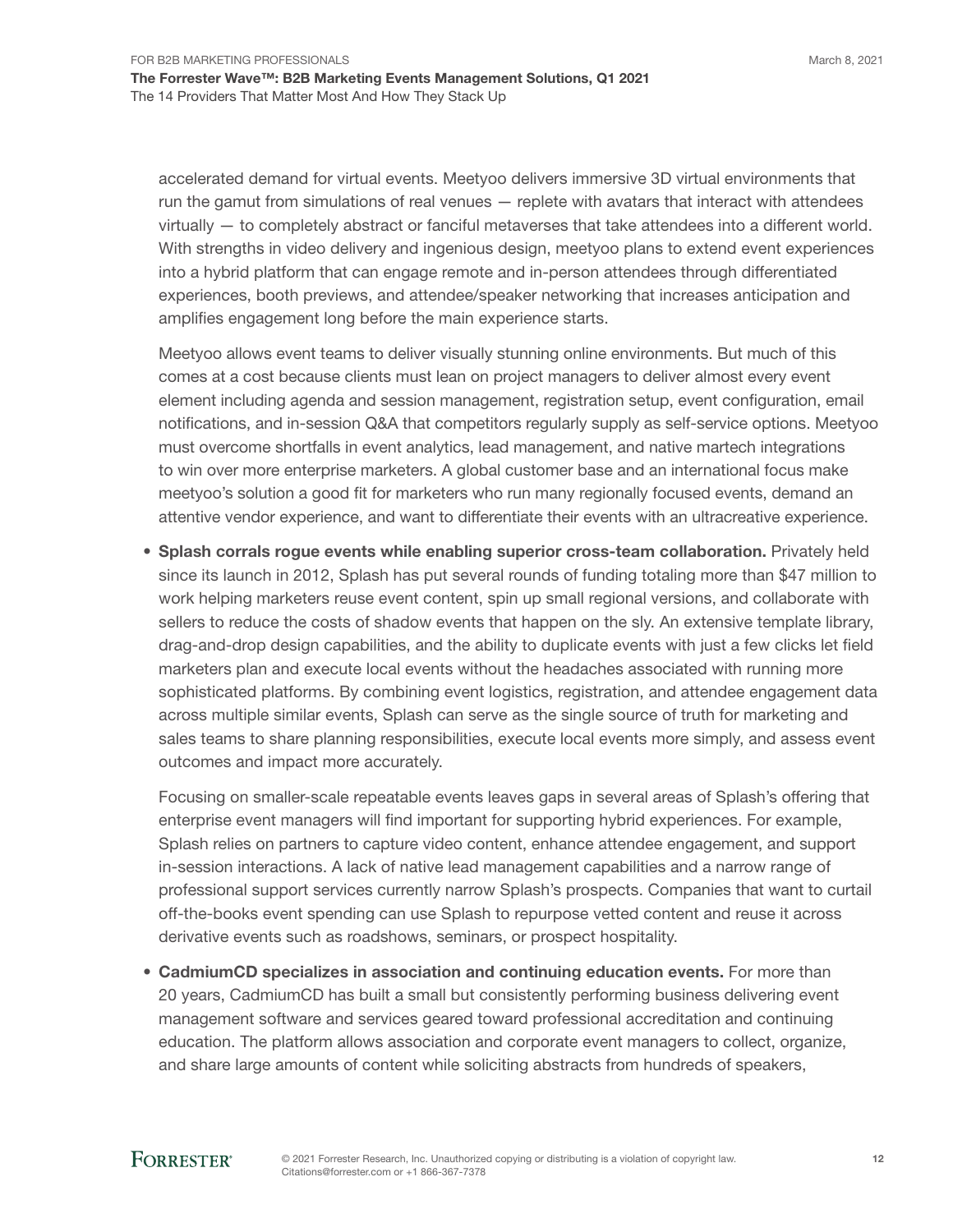accelerated demand for virtual events. Meetyoo delivers immersive 3D virtual environments that run the gamut from simulations of real venues — replete with avatars that interact with attendees virtually — to completely abstract or fanciful metaverses that take attendees into a different world. With strengths in video delivery and ingenious design, meetyoo plans to extend event experiences into a hybrid platform that can engage remote and in-person attendees through differentiated experiences, booth previews, and attendee/speaker networking that increases anticipation and amplifies engagement long before the main experience starts.

Meetyoo allows event teams to deliver visually stunning online environments. But much of this comes at a cost because clients must lean on project managers to deliver almost every event element including agenda and session management, registration setup, event configuration, email notifications, and in-session Q&A that competitors regularly supply as self-service options. Meetyoo must overcome shortfalls in event analytics, lead management, and native martech integrations to win over more enterprise marketers. A global customer base and an international focus make meetyoo's solution a good fit for marketers who run many regionally focused events, demand an attentive vendor experience, and want to differentiate their events with an ultracreative experience.

- **Splash corrals rogue events while enabling superior cross-team collaboration.** Privately held since its launch in 2012, Splash has put several rounds of funding totaling more than $47 million to work helping marketers reuse event content, spin up small regional versions, and collaborate with sellers to reduce the costs of shadow events that happen on the sly. An extensive template library, drag-and-drop design capabilities, and the ability to duplicate events with just a few clicks let field marketers plan and execute local events without the headaches associated with running more sophisticated platforms. By combining event logistics, registration, and attendee engagement data across multiple similar events, Splash can serve as the single source of truth for marketing and sales teams to share planning responsibilities, execute local events more simply, and assess event outcomes and impact more accurately.

  Focusing on smaller-scale repeatable events leaves gaps in several areas of Splash's offering that enterprise event managers will find important for supporting hybrid experiences. For example, Splash relies on partners to capture video content, enhance attendee engagement, and support in-session interactions. A lack of native lead management capabilities and a narrow range of professional support services currently narrow Splash's prospects. Companies that want to curtail off-the-books event spending can use Splash to repurpose vetted content and reuse it across derivative events such as roadshows, seminars, or prospect hospitality.

- **CadmiumCD specializes in association and continuing education events.** For more than 20 years, CadmiumCD has built a small but consistently performing business delivering event management software and services geared toward professional accreditation and continuing education. The platform allows association and corporate event managers to collect, organize, and share large amounts of content while soliciting abstracts from hundreds of speakers,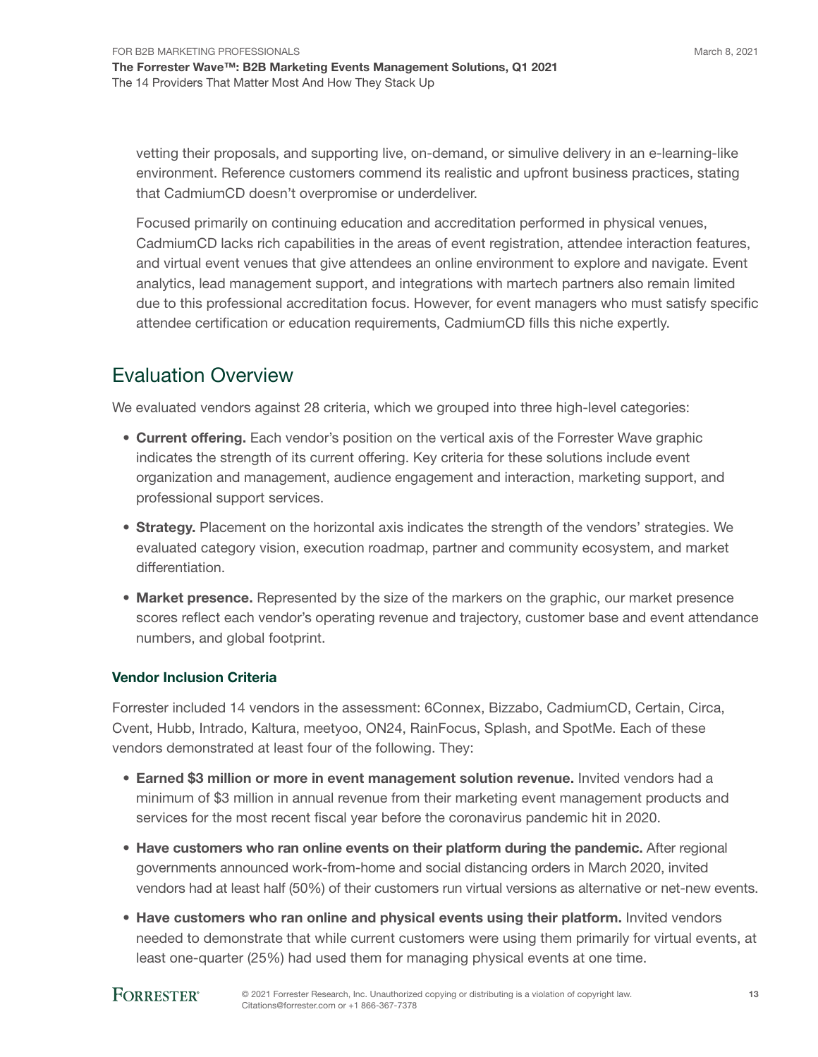vetting their proposals, and supporting live, on-demand, or simulive delivery in an e-learning-like environment. Reference customers commend its realistic and upfront business practices, stating that CadmiumCD doesn't overpromise or underdeliver.

Focused primarily on continuing education and accreditation performed in physical venues, CadmiumCD lacks rich capabilities in the areas of event registration, attendee interaction features, and virtual event venues that give attendees an online environment to explore and navigate. Event analytics, lead management support, and integrations with martech partners also remain limited due to this professional accreditation focus. However, for event managers who must satisfy specific attendee certification or education requirements, CadmiumCD fills this niche expertly.

## Evaluation Overview

We evaluated vendors against 28 criteria, which we grouped into three high-level categories:

- **Current offering.** Each vendor's position on the vertical axis of the Forrester Wave graphic indicates the strength of its current offering. Key criteria for these solutions include event organization and management, audience engagement and interaction, marketing support, and professional support services.
- **Strategy.** Placement on the horizontal axis indicates the strength of the vendors' strategies. We evaluated category vision, execution roadmap, partner and community ecosystem, and market differentiation.
- **Market presence.** Represented by the size of the markers on the graphic, our market presence scores reflect each vendor's operating revenue and trajectory, customer base and event attendance numbers, and global footprint.

### Vendor Inclusion Criteria

Forrester included 14 vendors in the assessment: 6Connex, Bizzabo, CadmiumCD, Certain, Circa, Cvent, Hubb, Intrado, Kaltura, meetyoo, ON24, RainFocus, Splash, and SpotMe. Each of these vendors demonstrated at least four of the following. They:

- **Earned $3 million or more in event management solution revenue.** Invited vendors had a minimum of $3 million in annual revenue from their marketing event management products and services for the most recent fiscal year before the coronavirus pandemic hit in 2020.
- **Have customers who ran online events on their platform during the pandemic.** After regional governments announced work-from-home and social distancing orders in March 2020, invited vendors had at least half (50%) of their customers run virtual versions as alternative or net-new events.
- **Have customers who ran online and physical events using their platform.** Invited vendors needed to demonstrate that while current customers were using them primarily for virtual events, at least one-quarter (25%) had used them for managing physical events at one time.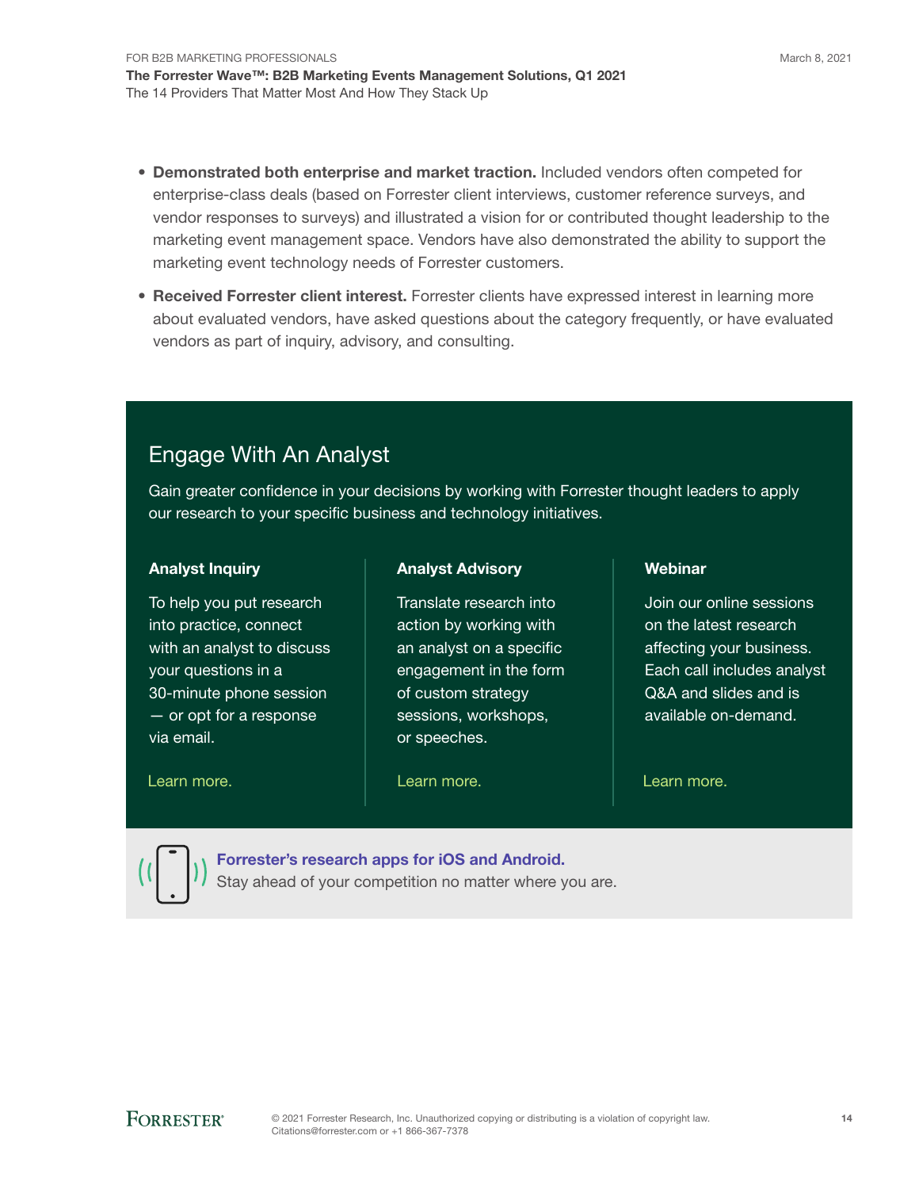- **Demonstrated both enterprise and market traction.** Included vendors often competed for enterprise-class deals (based on Forrester client interviews, customer reference surveys, and vendor responses to surveys) and illustrated a vision for or contributed thought leadership to the marketing event management space. Vendors have also demonstrated the ability to support the marketing event technology needs of Forrester customers.
- **Received Forrester client interest.** Forrester clients have expressed interest in learning more about evaluated vendors, have asked questions about the category frequently, or have evaluated vendors as part of inquiry, advisory, and consulting.

## Engage With An Analyst

Gain greater confidence in your decisions by working with Forrester thought leaders to apply our research to your specific business and technology initiatives.

### Analyst Inquiry

To help you put research into practice, connect with an analyst to discuss your questions in a 30-minute phone session — or opt for a response via email.

Learn more.

### Analyst Advisory

Translate research into action by working with an analyst on a specific engagement in the form of custom strategy sessions, workshops, or speeches.

Learn more.

### Webinar

Join our online sessions on the latest research affecting your business. Each call includes analyst Q&A and slides and is available on-demand.

Learn more.

**Forrester's research apps for iOS and Android.**
Stay ahead of your competition no matter where you are.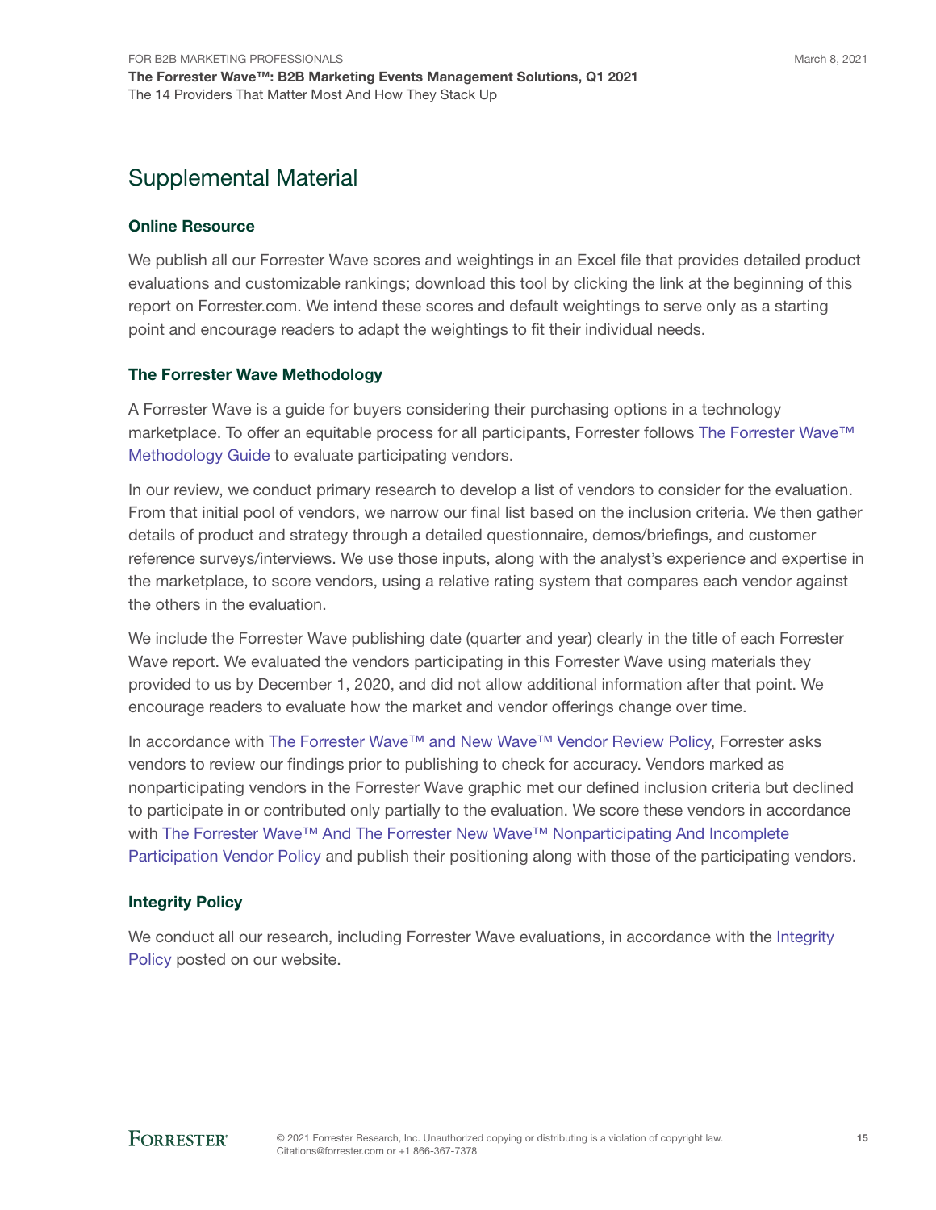## Supplemental Material

### Online Resource

We publish all our Forrester Wave scores and weightings in an Excel file that provides detailed product evaluations and customizable rankings; download this tool by clicking the link at the beginning of this report on Forrester.com. We intend these scores and default weightings to serve only as a starting point and encourage readers to adapt the weightings to fit their individual needs.

### The Forrester Wave Methodology

A Forrester Wave is a guide for buyers considering their purchasing options in a technology marketplace. To offer an equitable process for all participants, Forrester follows The Forrester Wave™ Methodology Guide to evaluate participating vendors.

In our review, we conduct primary research to develop a list of vendors to consider for the evaluation. From that initial pool of vendors, we narrow our final list based on the inclusion criteria. We then gather details of product and strategy through a detailed questionnaire, demos/briefings, and customer reference surveys/interviews. We use those inputs, along with the analyst's experience and expertise in the marketplace, to score vendors, using a relative rating system that compares each vendor against the others in the evaluation.

We include the Forrester Wave publishing date (quarter and year) clearly in the title of each Forrester Wave report. We evaluated the vendors participating in this Forrester Wave using materials they provided to us by December 1, 2020, and did not allow additional information after that point. We encourage readers to evaluate how the market and vendor offerings change over time.

In accordance with The Forrester Wave™ and New Wave™ Vendor Review Policy, Forrester asks vendors to review our findings prior to publishing to check for accuracy. Vendors marked as nonparticipating vendors in the Forrester Wave graphic met our defined inclusion criteria but declined to participate in or contributed only partially to the evaluation. We score these vendors in accordance with The Forrester Wave™ And The Forrester New Wave™ Nonparticipating And Incomplete Participation Vendor Policy and publish their positioning along with those of the participating vendors.

### Integrity Policy

We conduct all our research, including Forrester Wave evaluations, in accordance with the Integrity Policy posted on our website.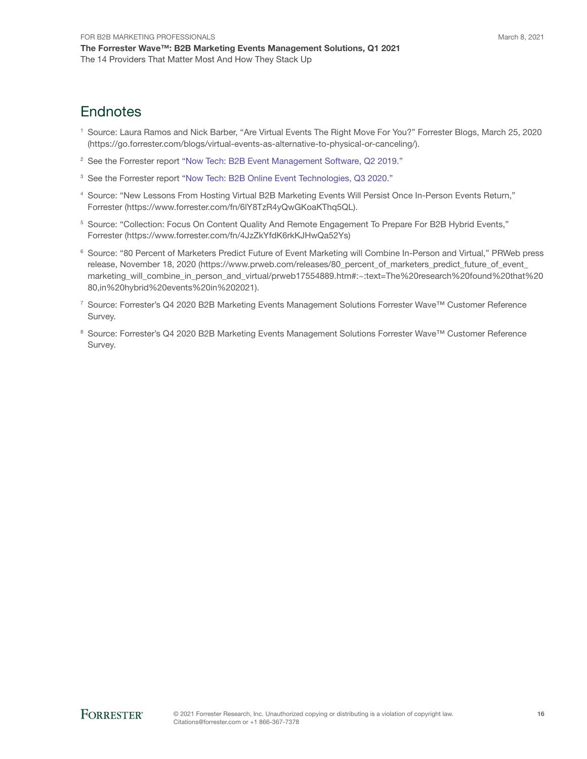## Endnotes

1. Source: Laura Ramos and Nick Barber, "Are Virtual Events The Right Move For You?" Forrester Blogs, March 25, 2020 (https://go.forrester.com/blogs/virtual-events-as-alternative-to-physical-or-canceling/).

2. See the Forrester report "Now Tech: B2B Event Management Software, Q2 2019."

3. See the Forrester report "Now Tech: B2B Online Event Technologies, Q3 2020."

4. Source: "New Lessons From Hosting Virtual B2B Marketing Events Will Persist Once In-Person Events Return," Forrester (https://www.forrester.com/fn/6lY8TzR4yQwGKoaKThq5QL).

5. Source: "Collection: Focus On Content Quality And Remote Engagement To Prepare For B2B Hybrid Events," Forrester (https://www.forrester.com/fn/4JzZkYfdK6rkKJHwQa52Ys)

6. Source: "80 Percent of Marketers Predict Future of Event Marketing will Combine In-Person and Virtual," PRWeb press release, November 18, 2020 (https://www.prweb.com/releases/80_percent_of_marketers_predict_future_of_event_marketing_will_combine_in_person_and_virtual/prweb17554889.htm#:~:text=The%20research%20found%20that%2080,in%20hybrid%20events%20in%202021).

7. Source: Forrester's Q4 2020 B2B Marketing Events Management Solutions Forrester Wave™ Customer Reference Survey.

8. Source: Forrester's Q4 2020 B2B Marketing Events Management Solutions Forrester Wave™ Customer Reference Survey.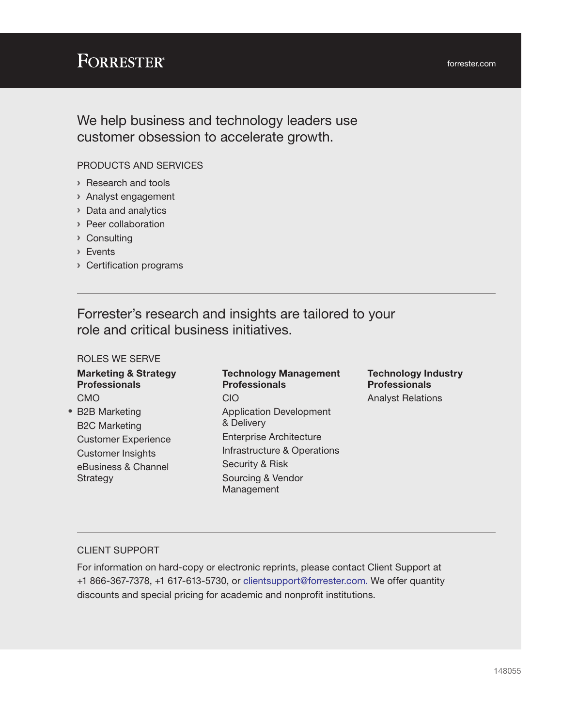# FORRESTER®

forrester.com

## We help business and technology leaders use customer obsession to accelerate growth.

PRODUCTS AND SERVICES

- Research and tools
- Analyst engagement
- Data and analytics
- Peer collaboration
- Consulting
- Events
- Certification programs

---

## Forrester's research and insights are tailored to your role and critical business initiatives.

ROLES WE SERVE

**Marketing & Strategy Professionals**
- CMO
- B2B Marketing
- B2C Marketing
- Customer Experience
- Customer Insights
- eBusiness & Channel Strategy

**Technology Management Professionals**
- CIO
- Application Development & Delivery
- Enterprise Architecture
- Infrastructure & Operations
- Security & Risk
- Sourcing & Vendor Management

**Technology Industry Professionals**
- Analyst Relations

---

CLIENT SUPPORT

For information on hard-copy or electronic reprints, please contact Client Support at +1 866-367-7378, +1 617-613-5730, or clientsupport@forrester.com. We offer quantity discounts and special pricing for academic and nonprofit institutions.

148055